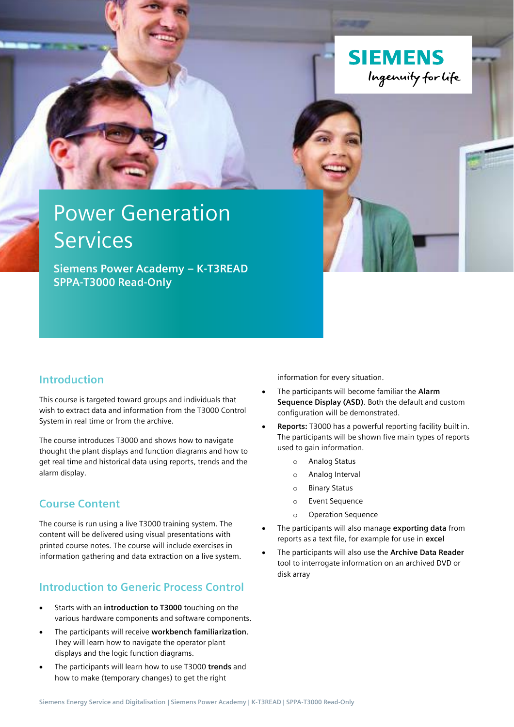SIEMENS

Ingenuity for life

# Power Generation Services

**Siemens Power Academy – K-T3READ SPPA-T3000 Read-Only**

## Introduction

This course is targeted toward groups and individuals that wish to extract data and information from the T3000 Control System in real time or from the archive.

The course introduces T3000 and shows how to navigate thought the plant displays and function diagrams and how to get real time and historical data using reports, trends and the alarm display.

## Course Content

The course is run using a live T3000 training system. The content will be delivered using visual presentations with printed course notes. The course will include exercises in information gathering and data extraction on a live system.

## Introduction to Generic Process Control

- Starts with an **introduction to T3000** touching on the various hardware components and software components.
- The participants will receive **workbench familiarization**. They will learn how to navigate the operator plant displays and the logic function diagrams.
- The participants will learn how to use T3000 **trends** and how to make (temporary) changes) to get the right information for every situation.
- The participants will become familiar the **Alarm Sequence Display (ASD)**. Both the default and custom configuration will be demonstrated.
- **Reports:** T3000 has a powerful reporting facility built in. The participants will be shown five main types of reports used to gain information.
    - Analog Status
    - Analog Interval
    - Binary Status
    - Event Sequence
    - Operation Sequence
- The participants will also manage **exporting data** from reports as a text file, for example for use in **excel**
- The participants will also use the **Archive Data Reader** tool to interrogate information on an archived DVD or disk array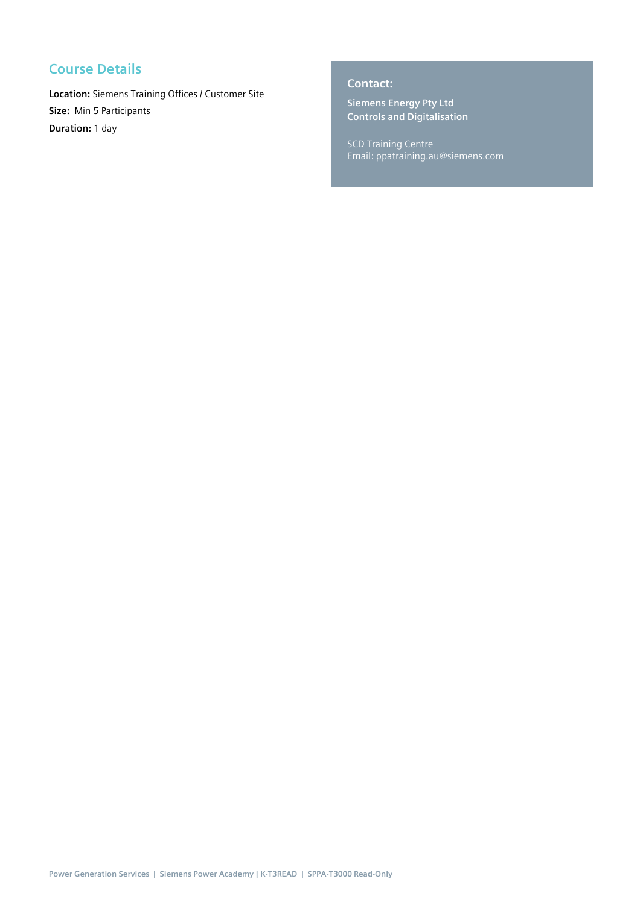## Course Details

**Location:** Siemens Training Offices / Customer Site

**Size:** Min 5 Participants

**Duration:** 1 day

### Contact:

**Siemens Energy Pty Ltd**
**Controls and Digitalisation**

SCD Training Centre
Email: ppatraining.au@siemens.com